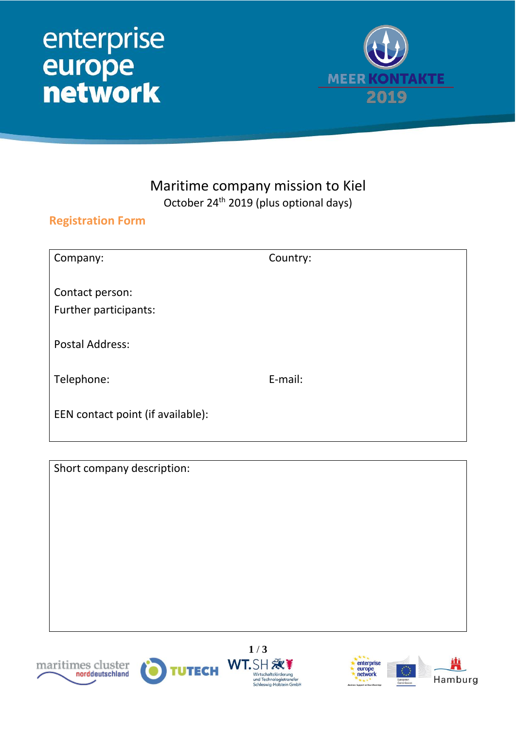enterprise europe network

MEER KONTAKTE 2019

# Maritime company mission to Kiel

October 24th 2019 (plus optional days)

## Registration Form

| Company: | Country: |
|---|---|
| Contact person: | |
| Further participants: | |
| Postal Address: | |
| Telephone: | E-mail: |
| EEN contact point (if available): | |

| Short company description: |
|---|
| |

maritimes cluster norddeutschland | TUTECH | WT.SH Wirtschaftsförderung und Technologietransfer Schleswig-Holstein GmbH | enterprise europe network | European Commission | Hamburg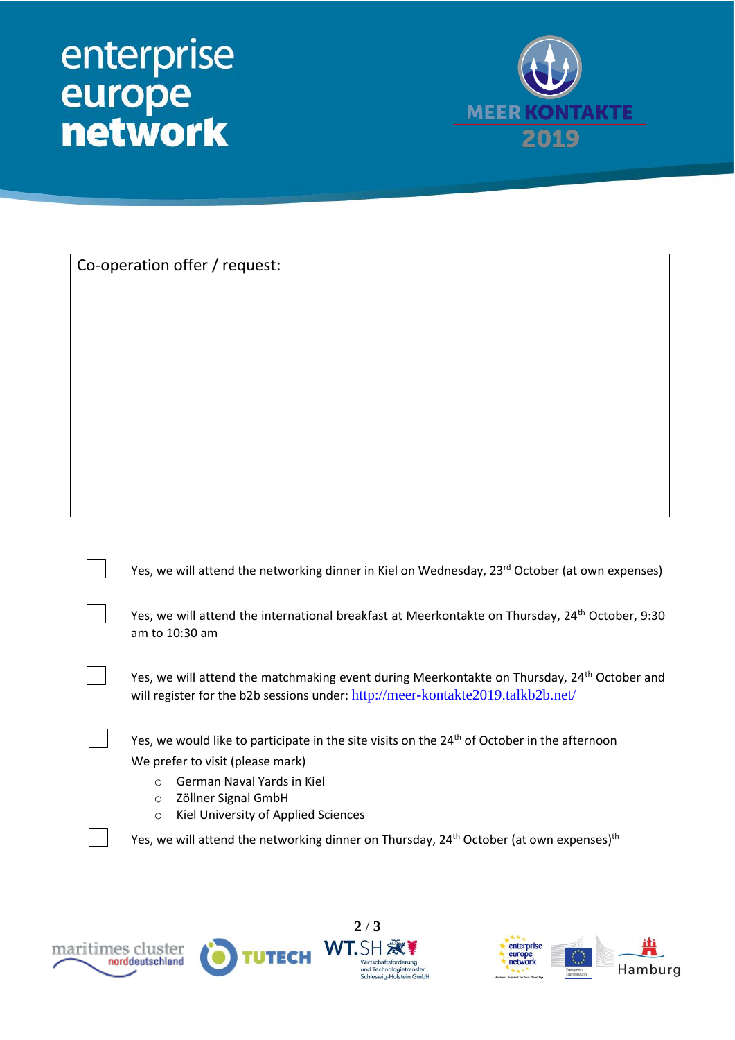| Co-operation offer / request: |
| --- |
| |

☐ Yes, we will attend the networking dinner in Kiel on Wednesday, 23rd October (at own expenses)

☐ Yes, we will attend the international breakfast at Meerkontakte on Thursday, 24th October, 9:30 am to 10:30 am

☐ Yes, we will attend the matchmaking event during Meerkontakte on Thursday, 24th October and will register for the b2b sessions under: http://meer-kontakte2019.talkb2b.net/

☐ Yes, we would like to participate in the site visits on the 24th of October in the afternoon

We prefer to visit (please mark)

- German Naval Yards in Kiel
- Zöllner Signal GmbH
- Kiel University of Applied Sciences

☐ Yes, we will attend the networking dinner on Thursday, 24th October (at own expenses)th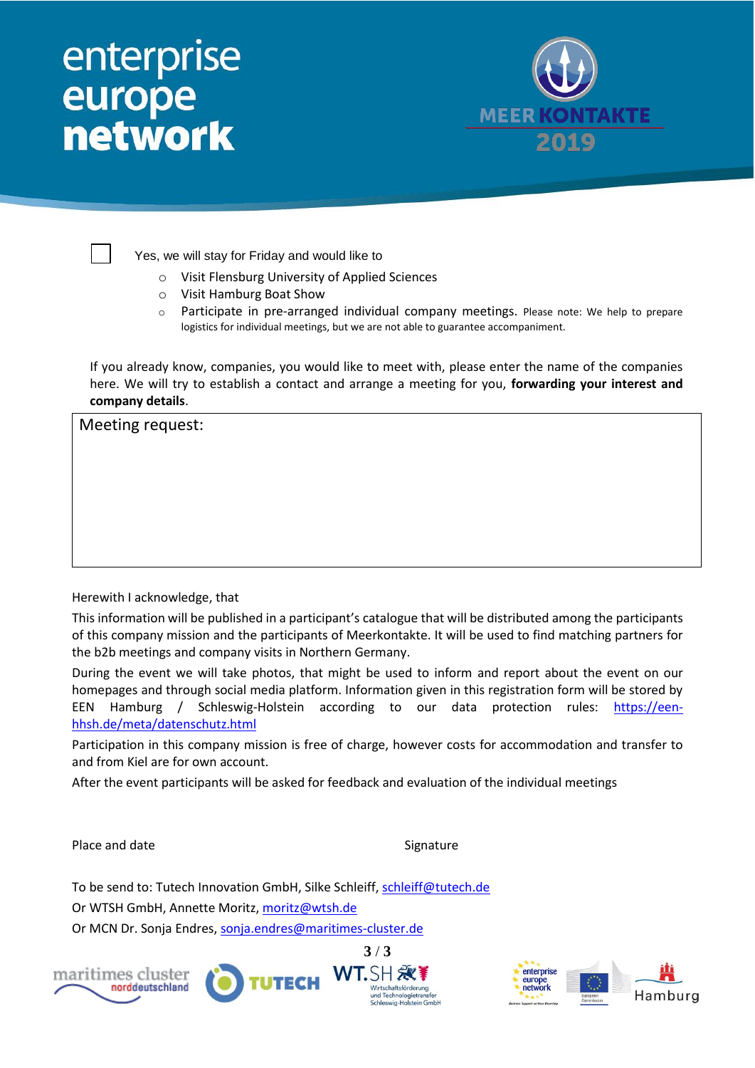☐ Yes, we will stay for Friday and would like to

- Visit Flensburg University of Applied Sciences
- Visit Hamburg Boat Show
- Participate in pre-arranged individual company meetings. Please note: We help to prepare logistics for individual meetings, but we are not able to guarantee accompaniment.

If you already know, companies, you would like to meet with, please enter the name of the companies here. We will try to establish a contact and arrange a meeting for you, **forwarding your interest and company details**.

| Meeting request: |
|---|
| |

Herewith I acknowledge, that

This information will be published in a participant's catalogue that will be distributed among the participants of this company mission and the participants of Meerkontakte. It will be used to find matching partners for the b2b meetings and company visits in Northern Germany.

During the event we will take photos, that might be used to inform and report about the event on our homepages and through social media platform. Information given in this registration form will be stored by EEN Hamburg / Schleswig-Holstein according to our data protection rules: https://een-hhsh.de/meta/datenschutz.html

Participation in this company mission is free of charge, however costs for accommodation and transfer to and from Kiel are for own account.

After the event participants will be asked for feedback and evaluation of the individual meetings

Place and date Signature

To be send to: Tutech Innovation GmbH, Silke Schleiff, schleiff@tutech.de

Or WTSH GmbH, Annette Moritz, moritz@wtsh.de

Or MCN Dr. Sonja Endres, sonja.endres@maritimes-cluster.de